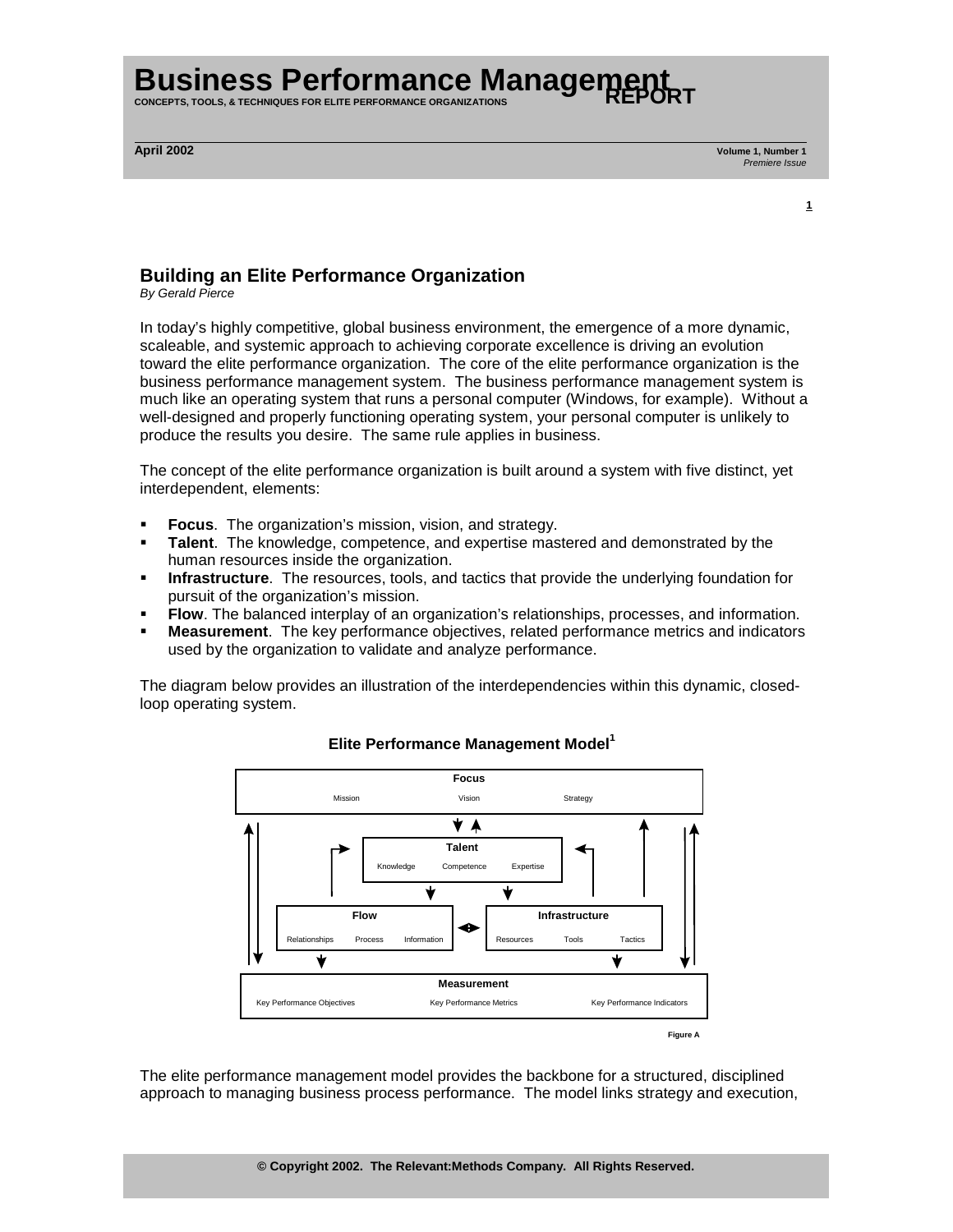# Business Performance Management REPORT

**CONCEPTS, TOOLS, & TECHNIQUES FOR ELITE PERFORMANCE ORGANIZATIONS**

**April 2002** **Volume 1, Number 1**
*Premiere Issue*

## Building an Elite Performance Organization

*By Gerald Pierce*

In today's highly competitive, global business environment, the emergence of a more dynamic, scaleable, and systemic approach to achieving corporate excellence is driving an evolution toward the elite performance organization. The core of the elite performance organization is the business performance management system. The business performance management system is much like an operating system that runs a personal computer (Windows, for example). Without a well-designed and properly functioning operating system, your personal computer is unlikely to produce the results you desire. The same rule applies in business.

The concept of the elite performance organization is built around a system with five distinct, yet interdependent, elements:

- **Focus**. The organization's mission, vision, and strategy.
- **Talent**. The knowledge, competence, and expertise mastered and demonstrated by the human resources inside the organization.
- **Infrastructure**. The resources, tools, and tactics that provide the underlying foundation for pursuit of the organization's mission.
- **Flow**. The balanced interplay of an organization's relationships, processes, and information.
- **Measurement**. The key performance objectives, related performance metrics and indicators used by the organization to validate and analyze performance.

The diagram below provides an illustration of the interdependencies within this dynamic, closed-loop operating system.

**Elite Performance Management Model[1]**

**Focus**: Mission, Vision, Strategy

**Talent**: Knowledge, Competence, Expertise

**Flow**: Relationships, Process, Information

**Infrastructure**: Resources, Tools, Tactics

**Measurement**: Key Performance Objectives, Key Performance Metrics, Key Performance Indicators

Figure A

The elite performance management model provides the backbone for a structured, disciplined approach to managing business process performance. The model links strategy and execution,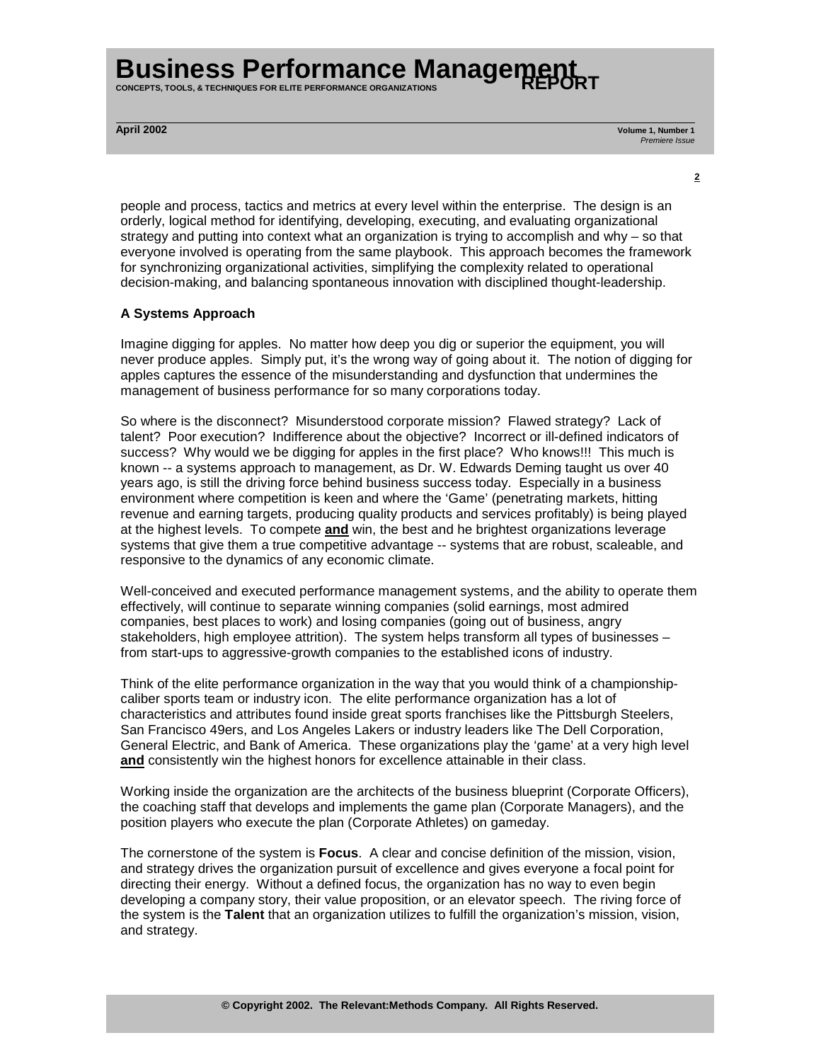people and process, tactics and metrics at every level within the enterprise. The design is an orderly, logical method for identifying, developing, executing, and evaluating organizational strategy and putting into context what an organization is trying to accomplish and why – so that everyone involved is operating from the same playbook. This approach becomes the framework for synchronizing organizational activities, simplifying the complexity related to operational decision-making, and balancing spontaneous innovation with disciplined thought-leadership.

**A Systems Approach**

Imagine digging for apples. No matter how deep you dig or superior the equipment, you will never produce apples. Simply put, it's the wrong way of going about it. The notion of digging for apples captures the essence of the misunderstanding and dysfunction that undermines the management of business performance for so many corporations today.

So where is the disconnect? Misunderstood corporate mission? Flawed strategy? Lack of talent? Poor execution? Indifference about the objective? Incorrect or ill-defined indicators of success? Why would we be digging for apples in the first place? Who knows!!! This much is known -- a systems approach to management, as Dr. W. Edwards Deming taught us over 40 years ago, is still the driving force behind business success today. Especially in a business environment where competition is keen and where the 'Game' (penetrating markets, hitting revenue and earning targets, producing quality products and services profitably) is being played at the highest levels. To compete **and** win, the best and he brightest organizations leverage systems that give them a true competitive advantage -- systems that are robust, scaleable, and responsive to the dynamics of any economic climate.

Well-conceived and executed performance management systems, and the ability to operate them effectively, will continue to separate winning companies (solid earnings, most admired companies, best places to work) and losing companies (going out of business, angry stakeholders, high employee attrition). The system helps transform all types of businesses – from start-ups to aggressive-growth companies to the established icons of industry.

Think of the elite performance organization in the way that you would think of a championship-caliber sports team or industry icon. The elite performance organization has a lot of characteristics and attributes found inside great sports franchises like the Pittsburgh Steelers, San Francisco 49ers, and Los Angeles Lakers or industry leaders like The Dell Corporation, General Electric, and Bank of America. These organizations play the 'game' at a very high level **and** consistently win the highest honors for excellence attainable in their class.

Working inside the organization are the architects of the business blueprint (Corporate Officers), the coaching staff that develops and implements the game plan (Corporate Managers), and the position players who execute the plan (Corporate Athletes) on gameday.

The cornerstone of the system is **Focus**. A clear and concise definition of the mission, vision, and strategy drives the organization pursuit of excellence and gives everyone a focal point for directing their energy. Without a defined focus, the organization has no way to even begin developing a company story, their value proposition, or an elevator speech. The riving force of the system is the **Talent** that an organization utilizes to fulfill the organization's mission, vision, and strategy.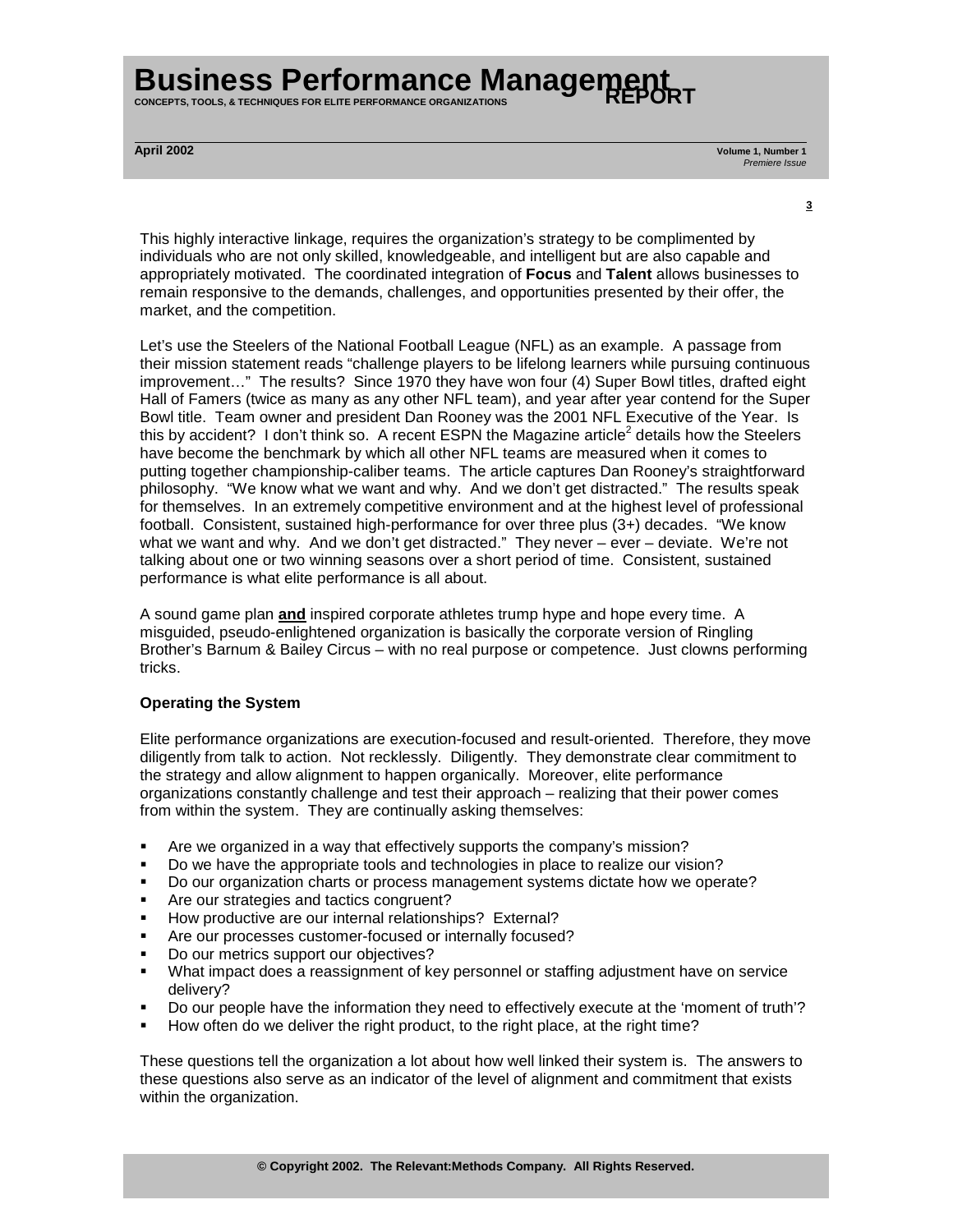This highly interactive linkage, requires the organization's strategy to be complimented by individuals who are not only skilled, knowledgeable, and intelligent but are also capable and appropriately motivated. The coordinated integration of **Focus** and **Talent** allows businesses to remain responsive to the demands, challenges, and opportunities presented by their offer, the market, and the competition.

Let's use the Steelers of the National Football League (NFL) as an example. A passage from their mission statement reads "challenge players to be lifelong learners while pursuing continuous improvement…" The results? Since 1970 they have won four (4) Super Bowl titles, drafted eight Hall of Famers (twice as many as any other NFL team), and year after year contend for the Super Bowl title. Team owner and president Dan Rooney was the 2001 NFL Executive of the Year. Is this by accident? I don't think so. A recent ESPN the Magazine article[2] details how the Steelers have become the benchmark by which all other NFL teams are measured when it comes to putting together championship-caliber teams. The article captures Dan Rooney's straightforward philosophy. "We know what we want and why. And we don't get distracted." The results speak for themselves. In an extremely competitive environment and at the highest level of professional football. Consistent, sustained high-performance for over three plus (3+) decades. "We know what we want and why. And we don't get distracted." They never – ever – deviate. We're not talking about one or two winning seasons over a short period of time. Consistent, sustained performance is what elite performance is all about.

A sound game plan **<u>and</u>** inspired corporate athletes trump hype and hope every time. A misguided, pseudo-enlightened organization is basically the corporate version of Ringling Brother's Barnum & Bailey Circus – with no real purpose or competence. Just clowns performing tricks.

**Operating the System**

Elite performance organizations are execution-focused and result-oriented. Therefore, they move diligently from talk to action. Not recklessly. Diligently. They demonstrate clear commitment to the strategy and allow alignment to happen organically. Moreover, elite performance organizations constantly challenge and test their approach – realizing that their power comes from within the system. They are continually asking themselves:

- Are we organized in a way that effectively supports the company's mission?
- Do we have the appropriate tools and technologies in place to realize our vision?
- Do our organization charts or process management systems dictate how we operate?
- Are our strategies and tactics congruent?
- How productive are our internal relationships? External?
- Are our processes customer-focused or internally focused?
- Do our metrics support our objectives?
- What impact does a reassignment of key personnel or staffing adjustment have on service delivery?
- Do our people have the information they need to effectively execute at the 'moment of truth'?
- How often do we deliver the right product, to the right place, at the right time?

These questions tell the organization a lot about how well linked their system is. The answers to these questions also serve as an indicator of the level of alignment and commitment that exists within the organization.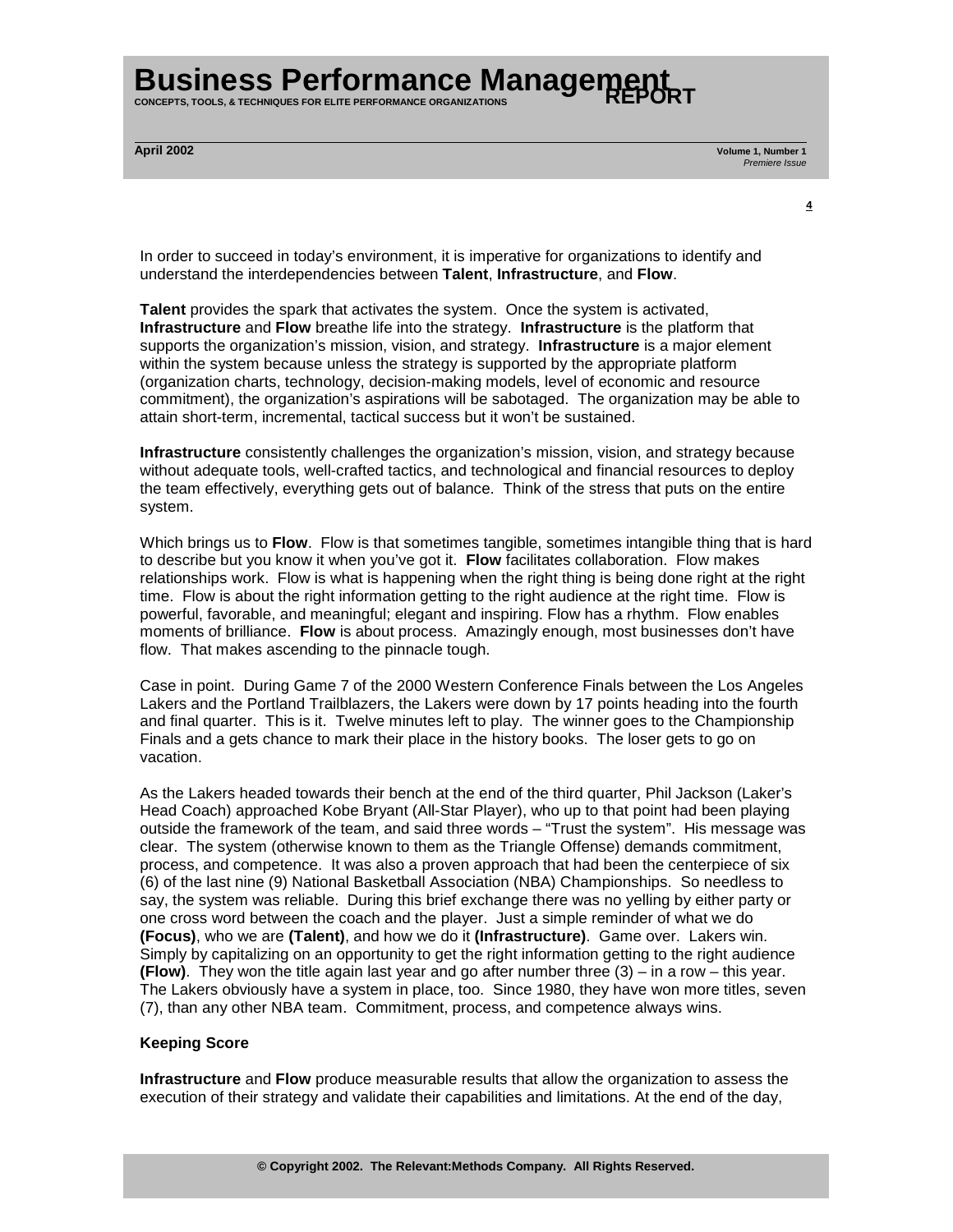In order to succeed in today's environment, it is imperative for organizations to identify and understand the interdependencies between **Talent**, **Infrastructure**, and **Flow**.

**Talent** provides the spark that activates the system. Once the system is activated, **Infrastructure** and **Flow** breathe life into the strategy. **Infrastructure** is the platform that supports the organization's mission, vision, and strategy. **Infrastructure** is a major element within the system because unless the strategy is supported by the appropriate platform (organization charts, technology, decision-making models, level of economic and resource commitment), the organization's aspirations will be sabotaged. The organization may be able to attain short-term, incremental, tactical success but it won't be sustained.

**Infrastructure** consistently challenges the organization's mission, vision, and strategy because without adequate tools, well-crafted tactics, and technological and financial resources to deploy the team effectively, everything gets out of balance. Think of the stress that puts on the entire system.

Which brings us to **Flow**. Flow is that sometimes tangible, sometimes intangible thing that is hard to describe but you know it when you've got it. **Flow** facilitates collaboration. Flow makes relationships work. Flow is what is happening when the right thing is being done right at the right time. Flow is about the right information getting to the right audience at the right time. Flow is powerful, favorable, and meaningful; elegant and inspiring. Flow has a rhythm. Flow enables moments of brilliance. **Flow** is about process. Amazingly enough, most businesses don't have flow. That makes ascending to the pinnacle tough.

Case in point. During Game 7 of the 2000 Western Conference Finals between the Los Angeles Lakers and the Portland Trailblazers, the Lakers were down by 17 points heading into the fourth and final quarter. This is it. Twelve minutes left to play. The winner goes to the Championship Finals and a gets chance to mark their place in the history books. The loser gets to go on vacation.

As the Lakers headed towards their bench at the end of the third quarter, Phil Jackson (Laker's Head Coach) approached Kobe Bryant (All-Star Player), who up to that point had been playing outside the framework of the team, and said three words – "Trust the system". His message was clear. The system (otherwise known to them as the Triangle Offense) demands commitment, process, and competence. It was also a proven approach that had been the centerpiece of six (6) of the last nine (9) National Basketball Association (NBA) Championships. So needless to say, the system was reliable. During this brief exchange there was no yelling by either party or one cross word between the coach and the player. Just a simple reminder of what we do **(Focus)**, who we are **(Talent)**, and how we do it **(Infrastructure)**. Game over. Lakers win. Simply by capitalizing on an opportunity to get the right information getting to the right audience **(Flow)**. They won the title again last year and go after number three (3) – in a row – this year. The Lakers obviously have a system in place, too. Since 1980, they have won more titles, seven (7), than any other NBA team. Commitment, process, and competence always wins.

**Keeping Score**

**Infrastructure** and **Flow** produce measurable results that allow the organization to assess the execution of their strategy and validate their capabilities and limitations. At the end of the day,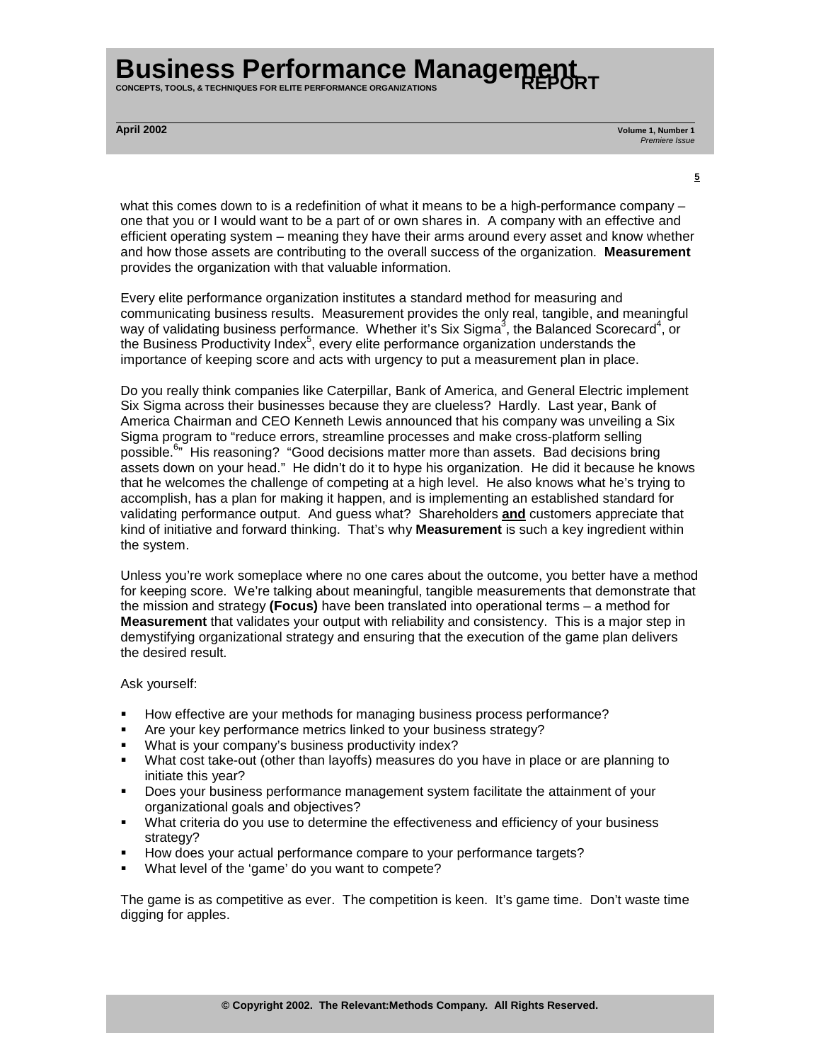what this comes down to is a redefinition of what it means to be a high-performance company – one that you or I would want to be a part of or own shares in. A company with an effective and efficient operating system – meaning they have their arms around every asset and know whether and how those assets are contributing to the overall success of the organization. **Measurement** provides the organization with that valuable information.

Every elite performance organization institutes a standard method for measuring and communicating business results. Measurement provides the only real, tangible, and meaningful way of validating business performance. Whether it's Six Sigma[3], the Balanced Scorecard[4], or the Business Productivity Index[5], every elite performance organization understands the importance of keeping score and acts with urgency to put a measurement plan in place.

Do you really think companies like Caterpillar, Bank of America, and General Electric implement Six Sigma across their businesses because they are clueless? Hardly. Last year, Bank of America Chairman and CEO Kenneth Lewis announced that his company was unveiling a Six Sigma program to "reduce errors, streamline processes and make cross-platform selling possible.[6]" His reasoning? "Good decisions matter more than assets. Bad decisions bring assets down on your head." He didn't do it to hype his organization. He did it because he knows that he welcomes the challenge of competing at a high level. He also knows what he's trying to accomplish, has a plan for making it happen, and is implementing an established standard for validating performance output. And guess what? Shareholders <u>**and**</u> customers appreciate that kind of initiative and forward thinking. That's why **Measurement** is such a key ingredient within the system.

Unless you're work someplace where no one cares about the outcome, you better have a method for keeping score. We're talking about meaningful, tangible measurements that demonstrate that the mission and strategy **(Focus)** have been translated into operational terms – a method for **Measurement** that validates your output with reliability and consistency. This is a major step in demystifying organizational strategy and ensuring that the execution of the game plan delivers the desired result.

Ask yourself:

- How effective are your methods for managing business process performance?
- Are your key performance metrics linked to your business strategy?
- What is your company's business productivity index?
- What cost take-out (other than layoffs) measures do you have in place or are planning to initiate this year?
- Does your business performance management system facilitate the attainment of your organizational goals and objectives?
- What criteria do you use to determine the effectiveness and efficiency of your business strategy?
- How does your actual performance compare to your performance targets?
- What level of the 'game' do you want to compete?

The game is as competitive as ever. The competition is keen. It's game time. Don't waste time digging for apples.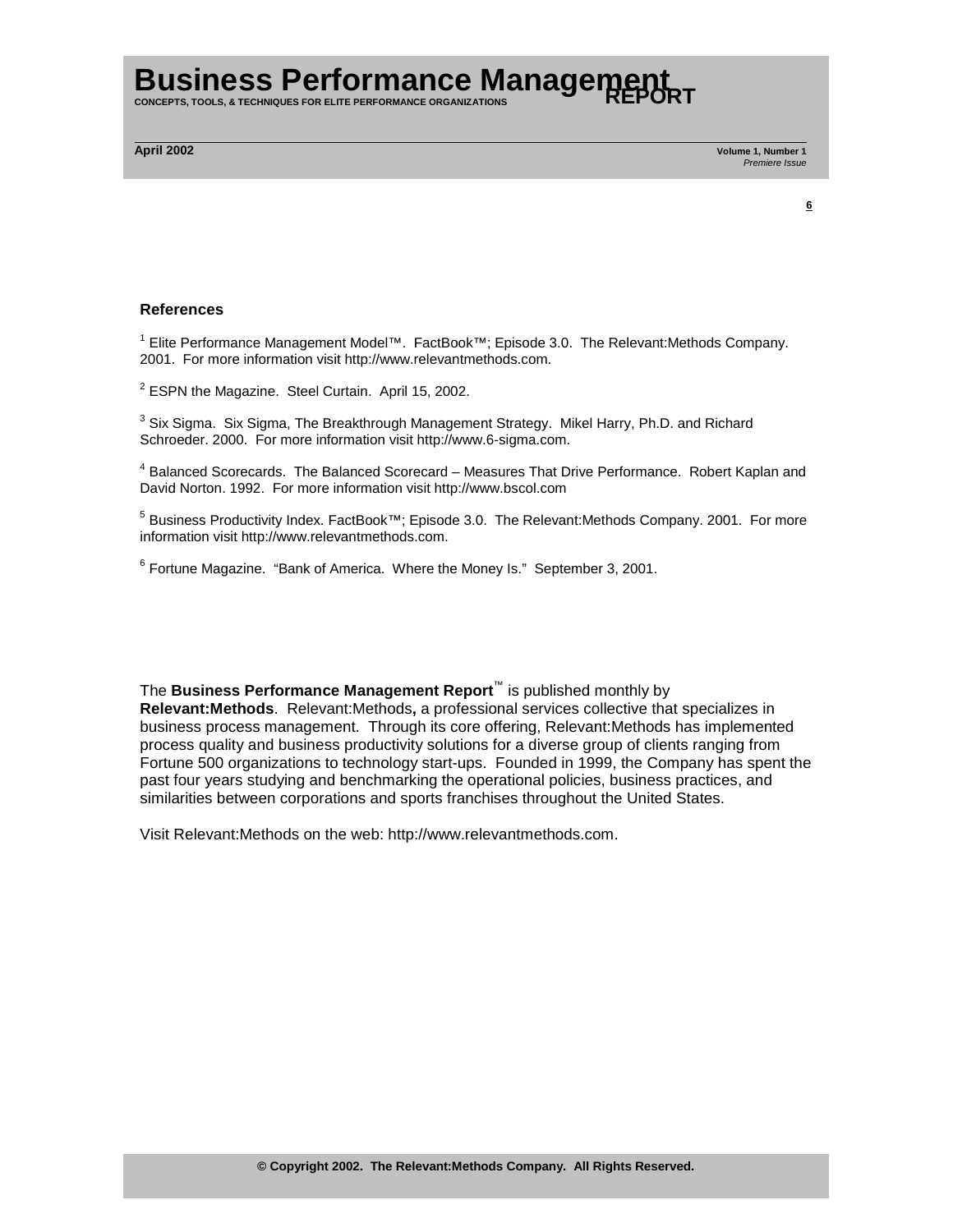### References

[1] Elite Performance Management Model™. FactBook™; Episode 3.0. The Relevant:Methods Company. 2001. For more information visit http://www.relevantmethods.com.

[2] ESPN the Magazine. Steel Curtain. April 15, 2002.

[3] Six Sigma. Six Sigma, The Breakthrough Management Strategy. Mikel Harry, Ph.D. and Richard Schroeder. 2000. For more information visit http://www.6-sigma.com.

[4] Balanced Scorecards. The Balanced Scorecard – Measures That Drive Performance. Robert Kaplan and David Norton. 1992. For more information visit http://www.bscol.com

[5] Business Productivity Index. FactBook™; Episode 3.0. The Relevant:Methods Company. 2001. For more information visit http://www.relevantmethods.com.

[6] Fortune Magazine. "Bank of America. Where the Money Is." September 3, 2001.

The **Business Performance Management Report**™ is published monthly by **Relevant:Methods**. Relevant:Methods**,** a professional services collective that specializes in business process management. Through its core offering, Relevant:Methods has implemented process quality and business productivity solutions for a diverse group of clients ranging from Fortune 500 organizations to technology start-ups. Founded in 1999, the Company has spent the past four years studying and benchmarking the operational policies, business practices, and similarities between corporations and sports franchises throughout the United States.

Visit Relevant:Methods on the web: http://www.relevantmethods.com.

**© Copyright 2002. The Relevant:Methods Company. All Rights Reserved.**